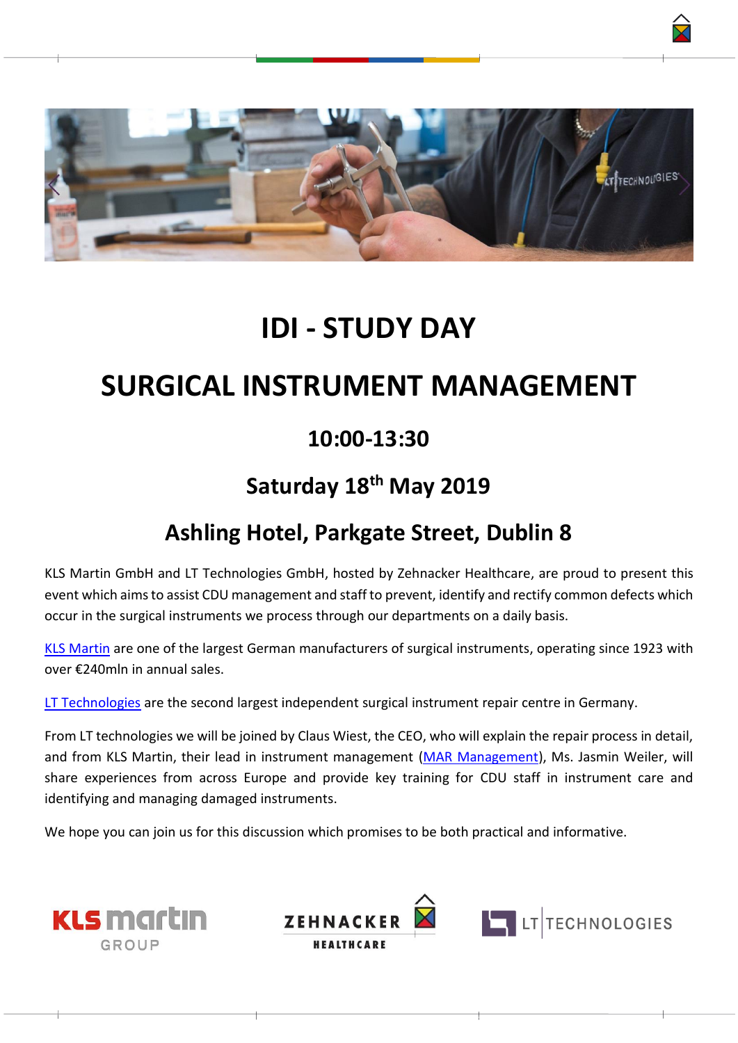# IDI - STUDY DAY

# SURGICAL INSTRUMENT MANAGEMENT

## 10:00-13:30

## Saturday 18th May 2019

## Ashling Hotel, Parkgate Street, Dublin 8

KLS Martin GmbH and LT Technologies GmbH, hosted by Zehnacker Healthcare, are proud to present this event which aims to assist CDU management and staff to prevent, identify and rectify common defects which occur in the surgical instruments we process through our departments on a daily basis.

KLS Martin are one of the largest German manufacturers of surgical instruments, operating since 1923 with over €240mln in annual sales.

LT Technologies are the second largest independent surgical instrument repair centre in Germany.

From LT technologies we will be joined by Claus Wiest, the CEO, who will explain the repair process in detail, and from KLS Martin, their lead in instrument management (MAR Management), Ms. Jasmin Weiler, will share experiences from across Europe and provide key training for CDU staff in instrument care and identifying and managing damaged instruments.

We hope you can join us for this discussion which promises to be both practical and informative.

KLS martin GROUP — ZEHNACKER HEALTHCARE — LT TECHNOLOGIES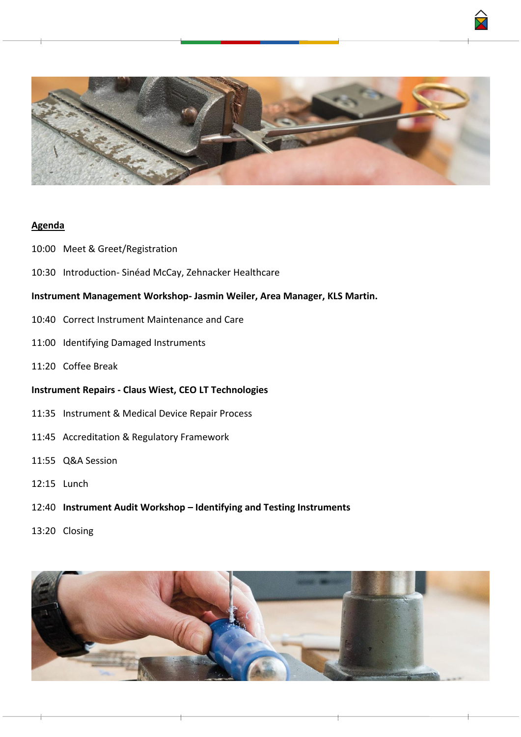## Agenda

10:00 Meet & Greet/Registration

10:30 Introduction- Sinéad McCay, Zehnacker Healthcare

**Instrument Management Workshop- Jasmin Weiler, Area Manager, KLS Martin.**

10:40 Correct Instrument Maintenance and Care

11:00 Identifying Damaged Instruments

11:20 Coffee Break

**Instrument Repairs - Claus Wiest, CEO LT Technologies**

11:35 Instrument & Medical Device Repair Process

11:45 Accreditation & Regulatory Framework

11:55 Q&A Session

12:15 Lunch

12:40 **Instrument Audit Workshop – Identifying and Testing Instruments**

13:20 Closing